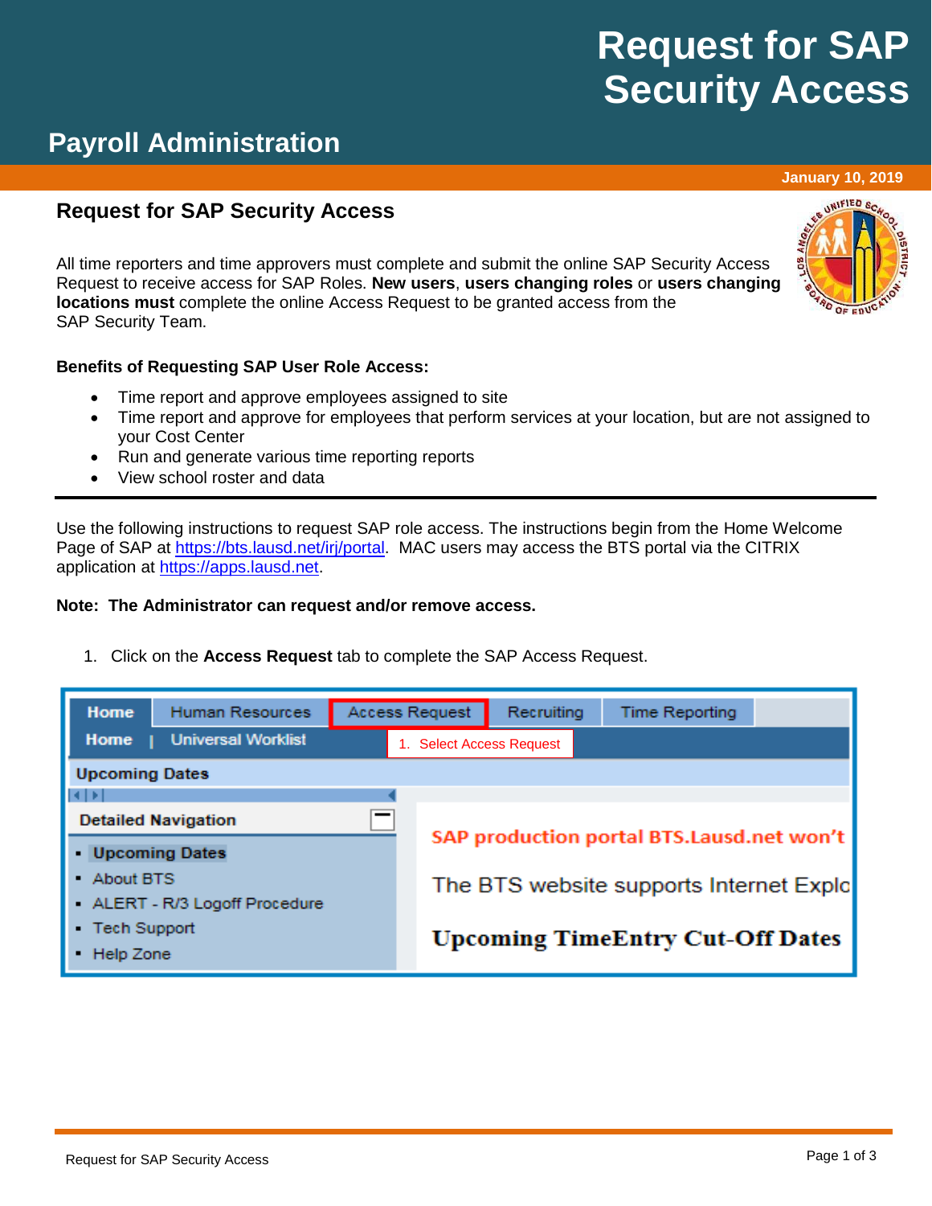# Request for SAP Security Access

## Payroll Administration

January 10, 2019

## Request for SAP Security Access

All time reporters and time approvers must complete and submit the online SAP Security Access Request to receive access for SAP Roles. **New users**, **users changing roles** or **users changing locations must** complete the online Access Request to be granted access from the SAP Security Team.

**Benefits of Requesting SAP User Role Access:**

- Time report and approve employees assigned to site
- Time report and approve for employees that perform services at your location, but are not assigned to your Cost Center
- Run and generate various time reporting reports
- View school roster and data

---

Use the following instructions to request SAP role access. The instructions begin from the Home Welcome Page of SAP at https://bts.lausd.net/irj/portal. MAC users may access the BTS portal via the CITRIX application at https://apps.lausd.net.

**Note: The Administrator can request and/or remove access.**

1. Click on the **Access Request** tab to complete the SAP Access Request.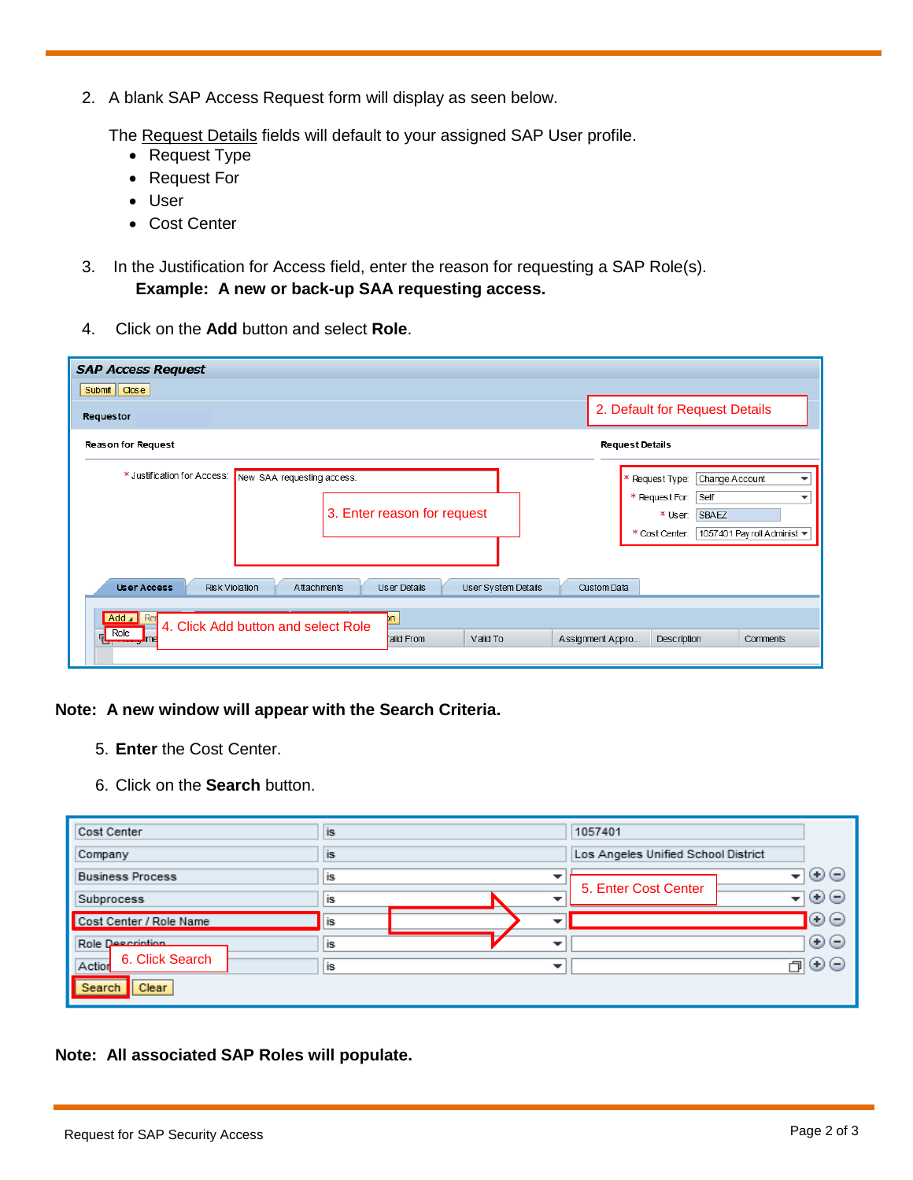2. A blank SAP Access Request form will display as seen below.

   The Request Details fields will default to your assigned SAP User profile.
   - Request Type
   - Request For
   - User
   - Cost Center

3. In the Justification for Access field, enter the reason for requesting a SAP Role(s).
   **Example: A new or back-up SAA requesting access.**

4. Click on the **Add** button and select **Role**.

**Note: A new window will appear with the Search Criteria.**

5. **Enter** the Cost Center.

6. Click on the **Search** button.

**Note: All associated SAP Roles will populate.**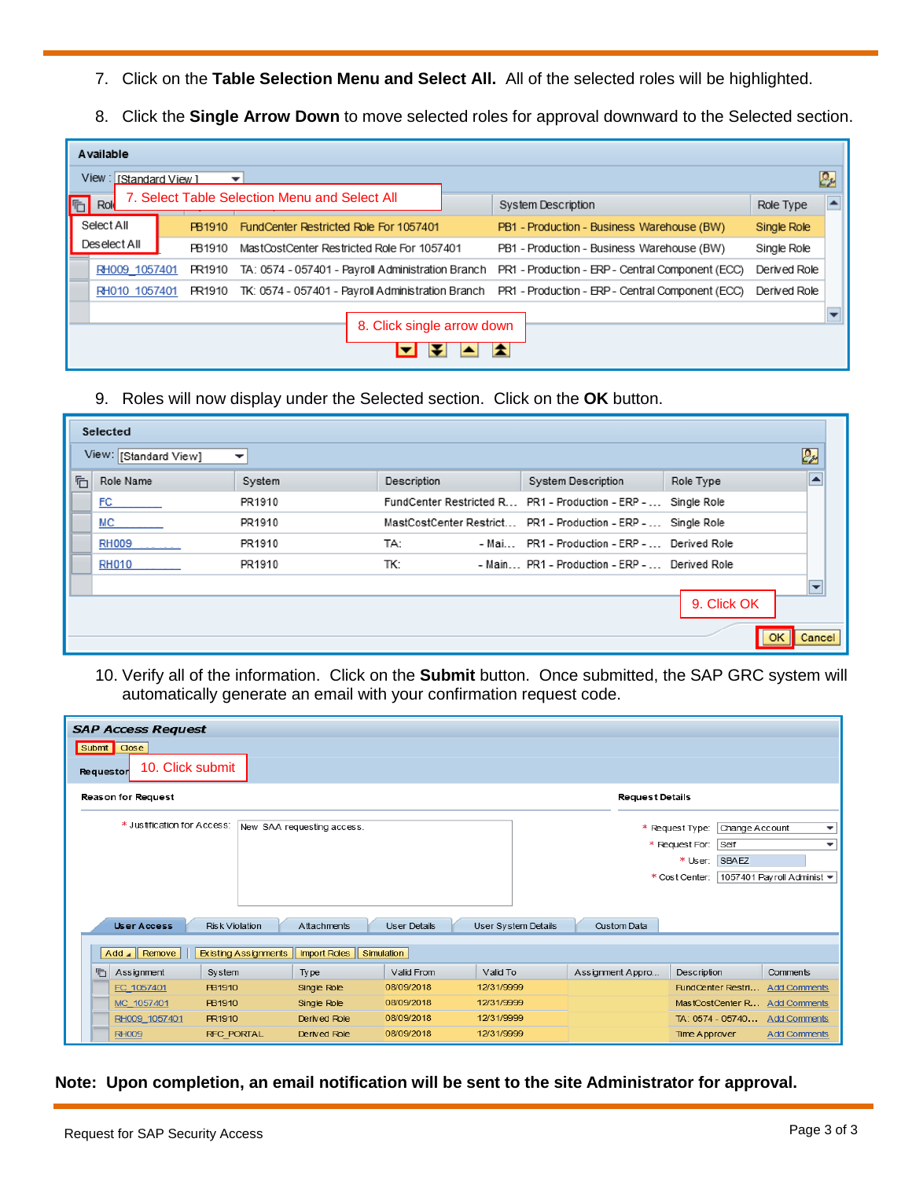7. Click on the **Table Selection Menu and Select All.** All of the selected roles will be highlighted.

8. Click the **Single Arrow Down** to move selected roles for approval downward to the Selected section.

Available

View : [Standard View ]

7. Select Table Selection Menu and Select All

| Role | System | Description | System Description | Role Type |
|---|---|---|---|---|
| Select All | PB1910 | FundCenter Restricted Role For 1057401 | PB1 - Production - Business Warehouse (BW) | Single Role |
| Deselect All | PB1910 | MastCostCenter Restricted Role For 1057401 | PB1 - Production - Business Warehouse (BW) | Single Role |
| RH009_1057401 | PR1910 | TA: 0574 - 057401 - Payroll Administration Branch | PR1 - Production - ERP - Central Component (ECC) | Derived Role |
| RH010_1057401 | PR1910 | TK: 0574 - 057401 - Payroll Administration Branch | PR1 - Production - ERP - Central Component (ECC) | Derived Role |

8. Click single arrow down

9. Roles will now display under the Selected section. Click on the **OK** button.

Selected

View: [Standard View]

| Role Name | System | Description | System Description | Role Type |
|---|---|---|---|---|
| FC | PR1910 | FundCenter Restricted R... | PR1 - Production - ERP - ... | Single Role |
| MC | PR1910 | MastCostCenter Restrict... | PR1 - Production - ERP - ... | Single Role |
| RH009 | PR1910 | TA: - Mai... | PR1 - Production - ERP - ... | Derived Role |
| RH010 | PR1910 | TK: - Main... | PR1 - Production - ERP - ... | Derived Role |

9. Click OK

OK Cancel

10. Verify all of the information. Click on the **Submit** button. Once submitted, the SAP GRC system will automatically generate an email with your confirmation request code.

*SAP Access Request*

Submit Close

Requestor

10. Click submit

Reason for Request

* Justification for Access: New SAA requesting access.

Request Details

* Request Type: Change Account
* Request For: Self
* User: SBAEZ
* Cost Center: 1057401 Payroll Administ

User Access | Risk Violation | Attachments | User Details | User System Details | Custom Data

Add | Remove | Existing Assignments | Import Roles | Simulation

| Assignment | System | Type | Valid From | Valid To | Assignment Appro... | Description | Comments |
|---|---|---|---|---|---|---|---|
| FC_1057401 | PB1910 | Single Role | 08/09/2018 | 12/31/9999 | | FundCenter Restri... | Add Comments |
| MC_1057401 | PB1910 | Single Role | 08/09/2018 | 12/31/9999 | | MastCostCenter R... | Add Comments |
| RH009_1057401 | PR1910 | Derived Role | 08/09/2018 | 12/31/9999 | | TA: 0574 - 05740... | Add Comments |
| RH009 | RFC_PORTAL | Derived Role | 08/09/2018 | 12/31/9999 | | Time Approver | Add Comments |

**Note: Upon completion, an email notification will be sent to the site Administrator for approval.**